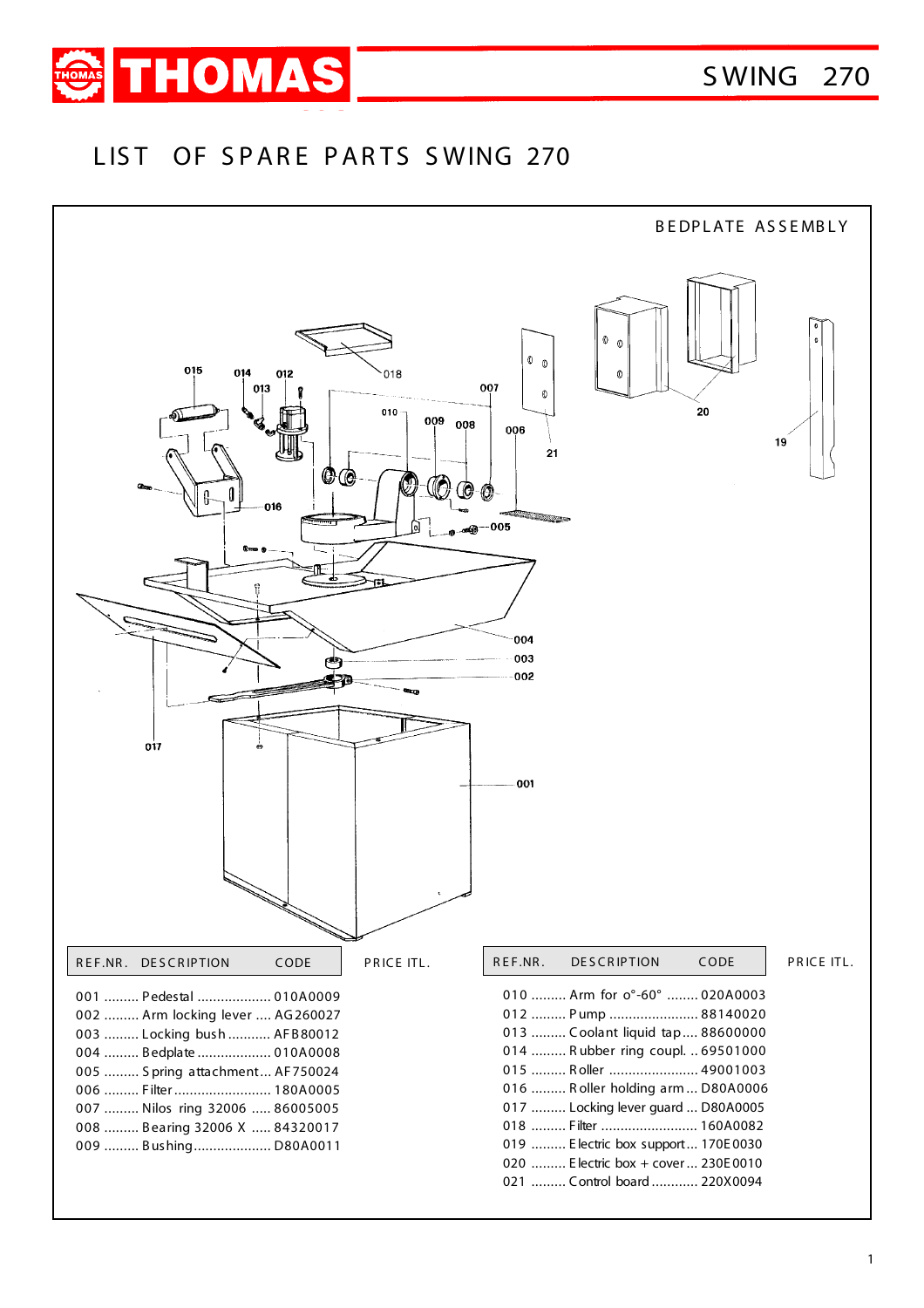# LIST OF SPARE PARTS SWING 270

## BEDPLATE ASSEMBLY

| REF.NR. | DESCRIPTION | CODE | PRICE ITL. |
|---|---|---|---|
| 001 | Pedestal | 010A0009 | |
| 002 | Arm locking lever | AG260027 | |
| 003 | Locking bush | AFB80012 | |
| 004 | Bedplate | 010A0008 | |
| 005 | Spring attachment | AF750024 | |
| 006 | Filter | 180A0005 | |
| 007 | Nilos ring 32006 | 86005005 | |
| 008 | Bearing 32006 X | 84320017 | |
| 009 | Bushing | D80A0011 | |

| REF.NR. | DESCRIPTION | CODE | PRICE ITL. |
|---|---|---|---|
| 010 | Arm for o°-60° | 020A0003 | |
| 012 | Pump | 88140020 | |
| 013 | Coolant liquid tap | 88600000 | |
| 014 | Rubber ring coupl. | 69501000 | |
| 015 | Roller | 49001003 | |
| 016 | Roller holding arm | D80A0006 | |
| 017 | Locking lever guard | D80A0005 | |
| 018 | Filter | 160A0082 | |
| 019 | Electric box support | 170E0030 | |
| 020 | Electric box + cover | 230E0010 | |
| 021 | Control board | 220X0094 | |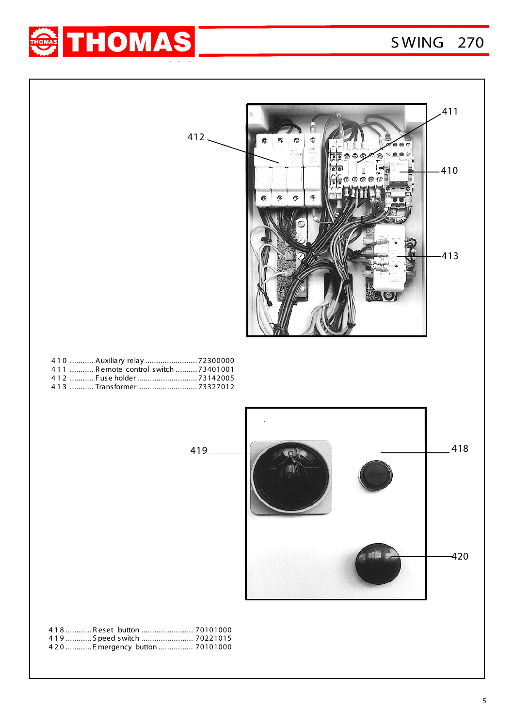410 ........... Auxiliary relay ........................ 72300000
411 ........... Remote control switch .......... 73401001
412 ........... Fuse holder ............................ 73142005
413 ........... Transformer ........................... 73327012

418 ............ Reset button ......................... 70101000
419 ............ Speed switch ......................... 70221015
420 ............ Emergency button ................ 70101000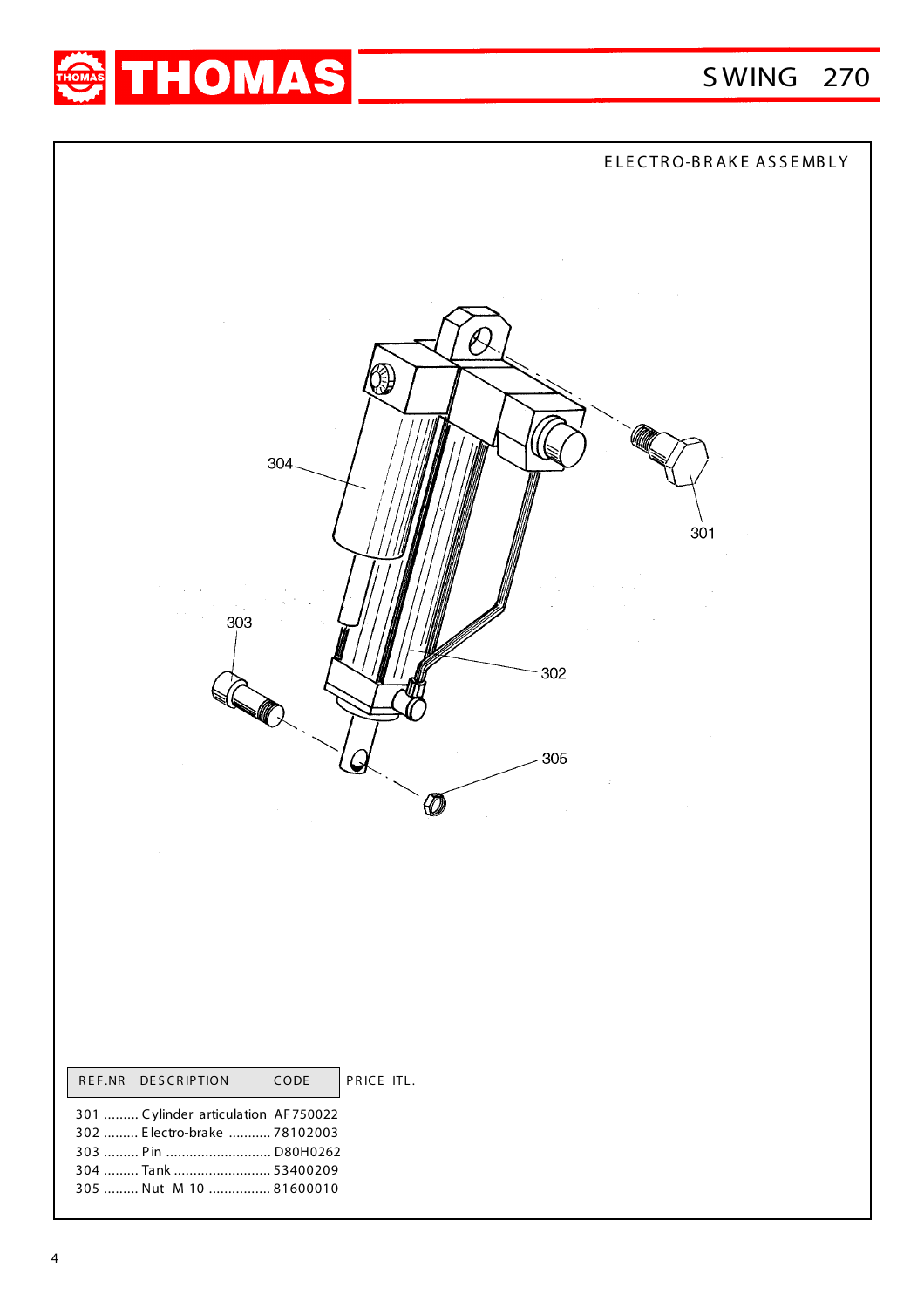# SWING 270

## ELECTRO-BRAKE ASSEMBLY

| REF.NR | DESCRIPTION | CODE | PRICE ITL. |
|---|---|---|---|
| 301 | Cylinder articulation | AF750022 | |
| 302 | Electro-brake | 78102003 | |
| 303 | Pin | D80H0262 | |
| 304 | Tank | 53400209 | |
| 305 | Nut M 10 | 81600010 | |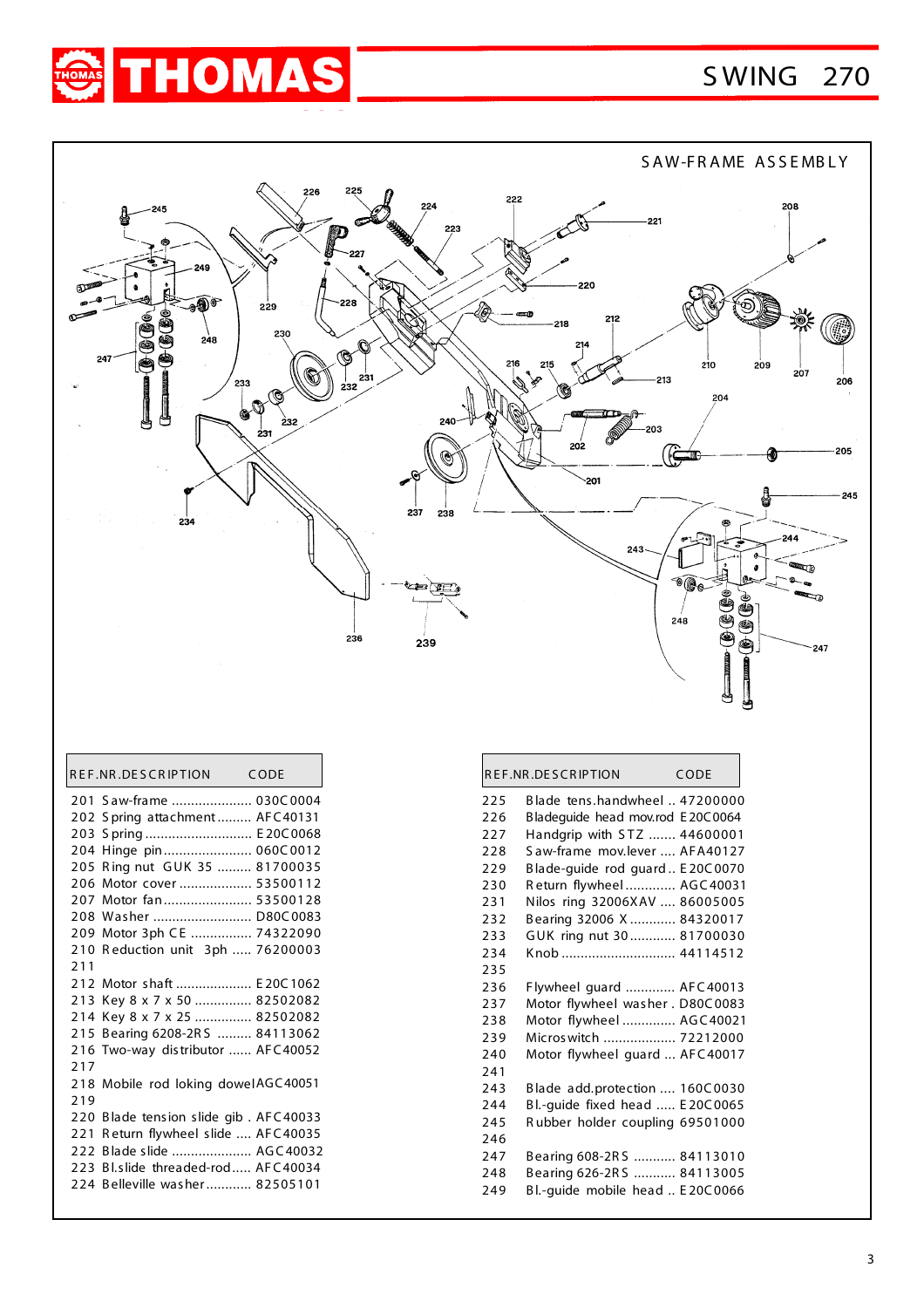# THOMAS

## SWING 270

### SAW-FRAME ASSEMBLY

| REF.NR. | DESCRIPTION | CODE |
|---|---|---|
| 201 | Saw-frame | 030C0004 |
| 202 | Spring attachment | AFC40131 |
| 203 | Spring | E20C0068 |
| 204 | Hinge pin | 060C0012 |
| 205 | Ring nut GUK 35 | 81700035 |
| 206 | Motor cover | 53500112 |
| 207 | Motor fan | 53500128 |
| 208 | Washer | D80C0083 |
| 209 | Motor 3ph CE | 74322090 |
| 210 | Reduction unit 3ph | 76200003 |
| 211 | | |
| 212 | Motor shaft | E20C1062 |
| 213 | Key 8 x 7 x 50 | 82502082 |
| 214 | Key 8 x 7 x 25 | 82502082 |
| 215 | Bearing 6208-2RS | 84113062 |
| 216 | Two-way distributor | AFC40052 |
| 217 | | |
| 218 | Mobile rod loking dowel | AGC40051 |
| 219 | | |
| 220 | Blade tension slide gib | AFC40033 |
| 221 | Return flywheel slide | AFC40035 |
| 222 | Blade slide | AGC40032 |
| 223 | Bl.slide threaded-rod | AFC40034 |
| 224 | Belleville washer | 82505101 |

| REF.NR. | DESCRIPTION | CODE |
|---|---|---|
| 225 | Blade tens.handwheel | 47200000 |
| 226 | Bladeguide head mov.rod | E20C0064 |
| 227 | Handgrip with STZ | 44600001 |
| 228 | Saw-frame mov.lever | AFA40127 |
| 229 | Blade-guide rod guard | E20C0070 |
| 230 | Return flywheel | AGC40031 |
| 231 | Nilos ring 32006XAV | 86005005 |
| 232 | Bearing 32006 X | 84320017 |
| 233 | GUK ring nut 30 | 81700030 |
| 234 | Knob | 44114512 |
| 235 | | |
| 236 | Flywheel guard | AFC40013 |
| 237 | Motor flywheel washer | D80C0083 |
| 238 | Motor flywheel | AGC40021 |
| 239 | Microswitch | 72212000 |
| 240 | Motor flywheel guard | AFC40017 |
| 241 | | |
| 243 | Blade add.protection | 160C0030 |
| 244 | Bl.-guide fixed head | E20C0065 |
| 245 | Rubber holder coupling | 69501000 |
| 246 | | |
| 247 | Bearing 608-2RS | 84113010 |
| 248 | Bearing 626-2RS | 84113005 |
| 249 | Bl.-guide mobile head | E20C0066 |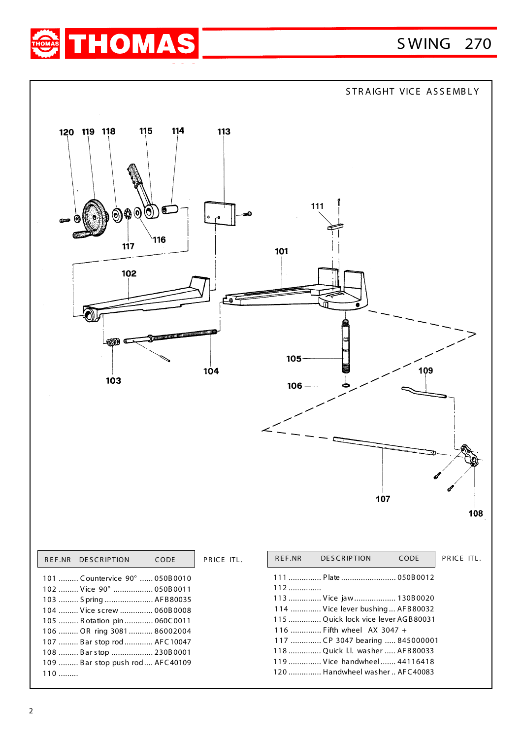# THOMAS — SWING 270

## STRAIGHT VICE ASSEMBLY

120 119 118 115 114 113

111

117 116

101

102

105

106

109

103 104

107

108

| REF.NR | DESCRIPTION | CODE | PRICE ITL. |
|---|---|---|---|
| 101 | Countervice 90° | 050B0010 | |
| 102 | Vice 90° | 050B0011 | |
| 103 | Spring | AFB80035 | |
| 104 | Vice screw | 060B0008 | |
| 105 | Rotation pin | 060C0011 | |
| 106 | OR ring 3081 | 86002004 | |
| 107 | Bar stop rod | AFC10047 | |
| 108 | Bar stop | 230B0001 | |
| 109 | Bar stop push rod | AFC40109 | |
| 110 | | | |

| REF.NR | DESCRIPTION | CODE | PRICE ITL. |
|---|---|---|---|
| 111 | Plate | 050B0012 | |
| 112 | | | |
| 113 | Vice jaw | 130B0020 | |
| 114 | Vice lever bushing | AFB80032 | |
| 115 | Quick lock vice lever | AGB80031 | |
| 116 | Fifth wheel AX 3047 + | | |
| 117 | CP 3047 bearing | 845000001 | |
| 118 | Quick l.l. washer | AFB80033 | |
| 119 | Vice handwheel | 44116418 | |
| 120 | Handwheel washer | AFC40083 | |